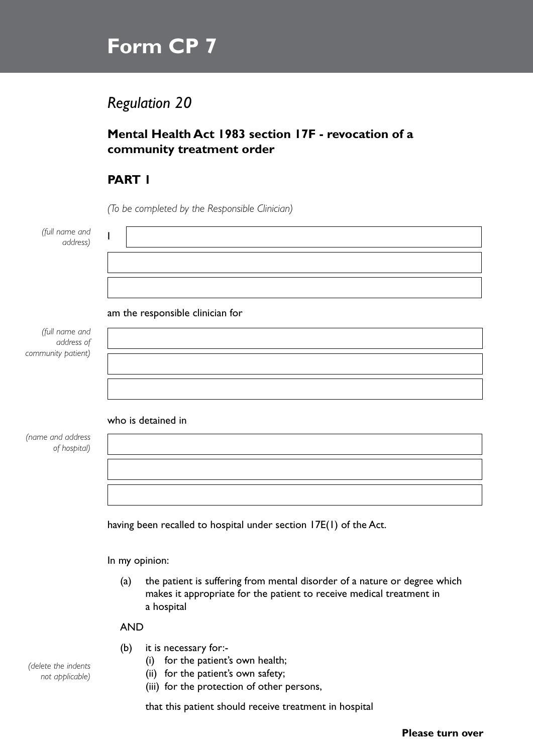# Form CP 7

## *Regulation 20*

### Mental Health Act 1983 section 17F - revocation of a community treatment order

### PART 1

*(To be completed by the Responsible Clinician)*

*(full name and address)*

I

am the responsible clinician for

*(full name and address of community patient)*

who is detained in

*(name and address of hospital)*

having been recalled to hospital under section 17E(1) of the Act.

In my opinion:

(a) the patient is suffering from mental disorder of a nature or degree which makes it appropriate for the patient to receive medical treatment in a hospital

AND

(b) it is necessary for:-

*(delete the indents not applicable)*

(i) for the patient's own health;
(ii) for the patient's own safety;
(iii) for the protection of other persons,

that this patient should receive treatment in hospital

**Please turn over**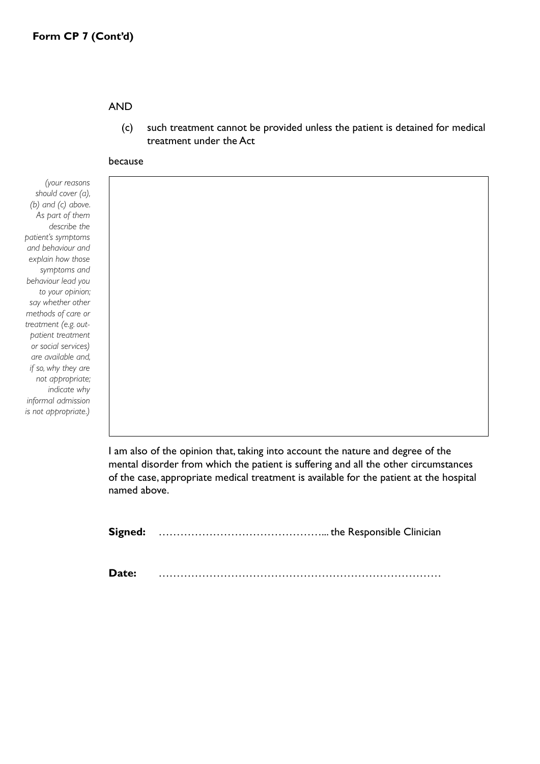**Form CP 7 (Cont'd)**

AND

(c) such treatment cannot be provided unless the patient is detained for medical treatment under the Act

because

*(your reasons should cover (a), (b) and (c) above. As part of them describe the patient's symptoms and behaviour and explain how those symptoms and behaviour lead you to your opinion; say whether other methods of care or treatment (e.g. out-patient treatment or social services) are available and, if so, why they are not appropriate; indicate why informal admission is not appropriate.)*

I am also of the opinion that, taking into account the nature and degree of the mental disorder from which the patient is suffering and all the other circumstances of the case, appropriate medical treatment is available for the patient at the hospital named above.

**Signed:** ……………………………………... the Responsible Clinician

**Date:** ……………………………………………………………………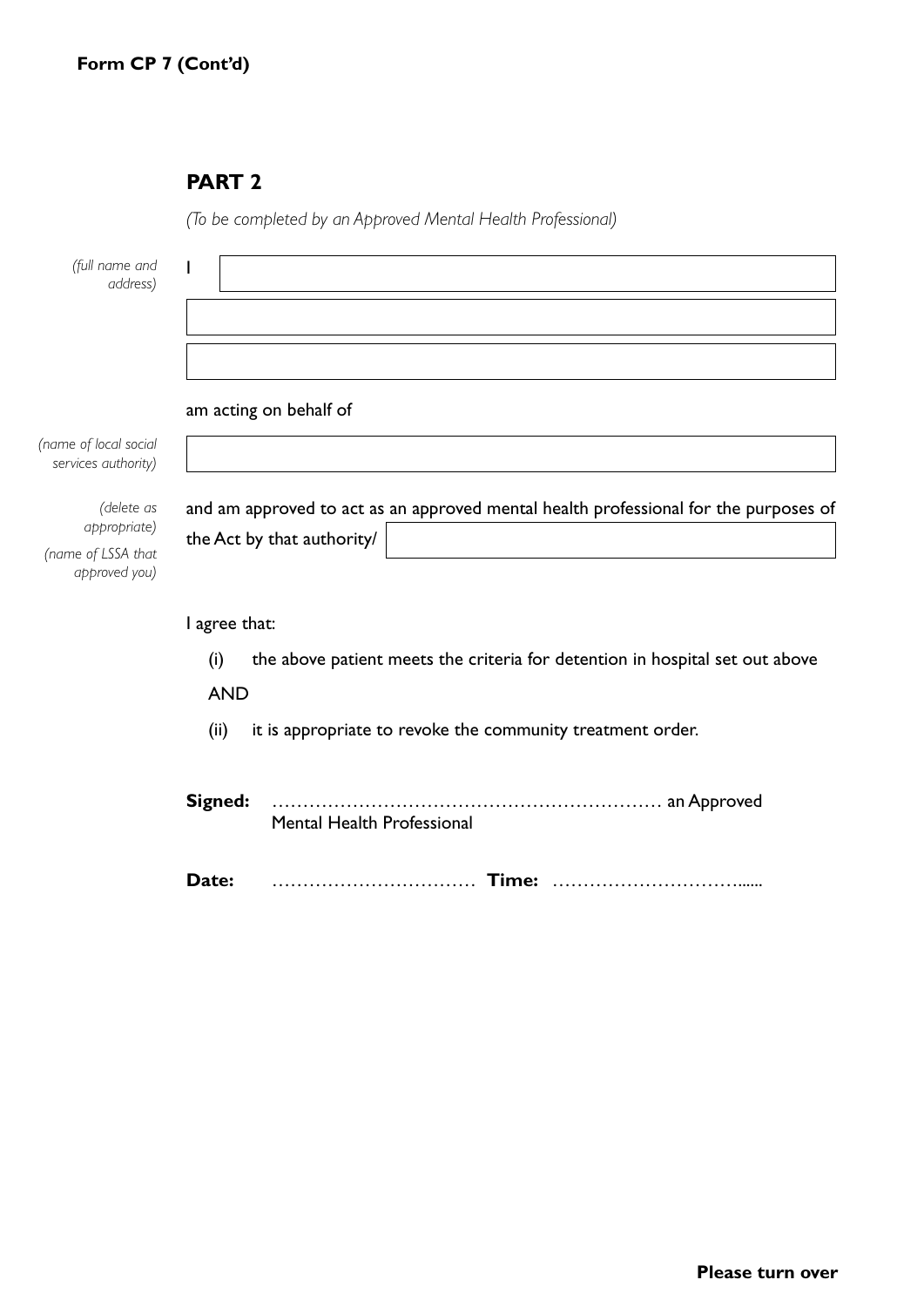**Form CP 7 (Cont'd)**

## PART 2

*(To be completed by an Approved Mental Health Professional)*

*(full name and address)*

I ____________________________________________

____________________________________________

____________________________________________

am acting on behalf of

*(name of local social services authority)*

____________________________________________

*(delete as appropriate)*

*(name of LSSA that approved you)*

and am approved to act as an approved mental health professional for the purposes of the Act by that authority/ ______________________________

I agree that:

(i) the above patient meets the criteria for detention in hospital set out above

AND

(ii) it is appropriate to revoke the community treatment order.

**Signed:** ………………………………………………………… an Approved Mental Health Professional

**Date:** …………………………… **Time:** …………………………......

**Please turn over**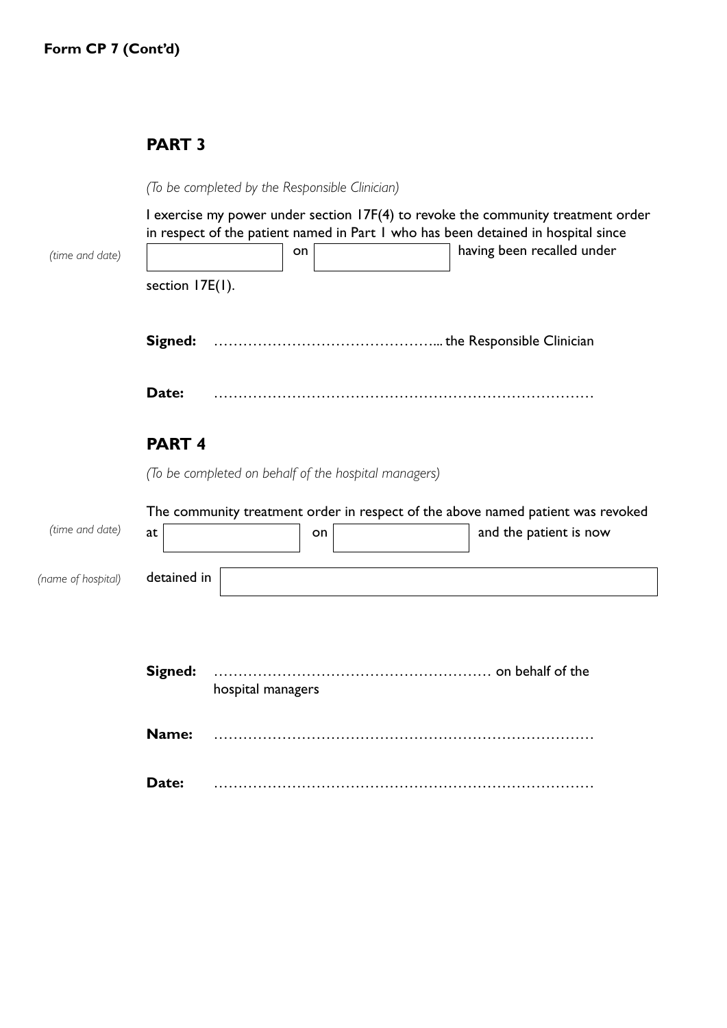**Form CP 7 (Cont'd)**

## PART 3

*(To be completed by the Responsible Clinician)*

I exercise my power under section 17F(4) to revoke the community treatment order in respect of the patient named in Part 1 who has been detained in hospital since

*(time and date)* [ ] on [ ] having been recalled under section 17E(1).

**Signed:** ……………………………………... the Responsible Clinician

**Date:** ……………………………………………………………………

## PART 4

*(To be completed on behalf of the hospital managers)*

The community treatment order in respect of the above named patient was revoked

*(time and date)* at [ ] on [ ] and the patient is now

*(name of hospital)* detained in [ ]

**Signed:** ………………………………………………… on behalf of the hospital managers

**Name:** ……………………………………………………………………

**Date:** ……………………………………………………………………